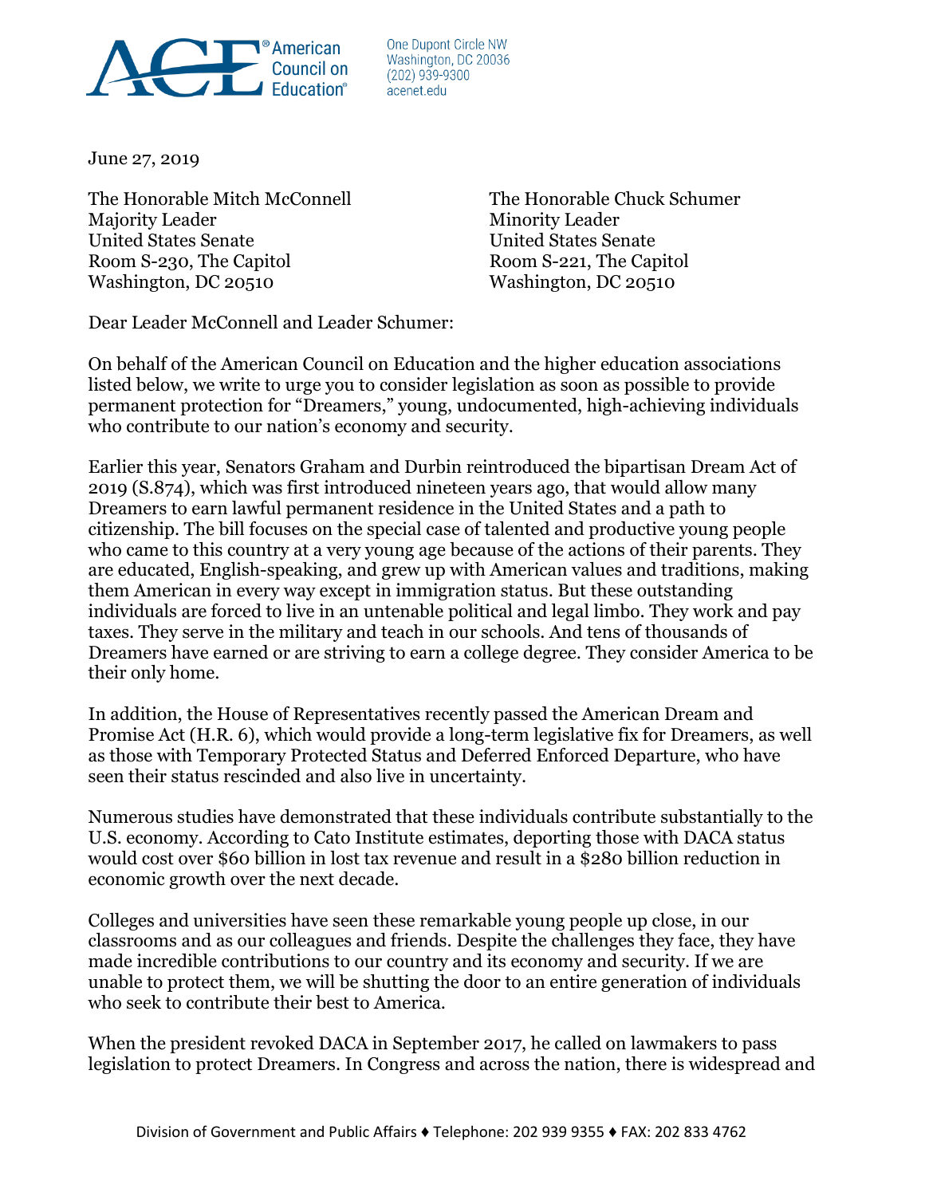ACE® American Council on Education®

One Dupont Circle NW
Washington, DC 20036
(202) 939-9300
acenet.edu

June 27, 2019

The Honorable Mitch McConnell
Majority Leader
United States Senate
Room S-230, The Capitol
Washington, DC 20510

The Honorable Chuck Schumer
Minority Leader
United States Senate
Room S-221, The Capitol
Washington, DC 20510

Dear Leader McConnell and Leader Schumer:

On behalf of the American Council on Education and the higher education associations listed below, we write to urge you to consider legislation as soon as possible to provide permanent protection for "Dreamers," young, undocumented, high-achieving individuals who contribute to our nation's economy and security.

Earlier this year, Senators Graham and Durbin reintroduced the bipartisan Dream Act of 2019 (S.874), which was first introduced nineteen years ago, that would allow many Dreamers to earn lawful permanent residence in the United States and a path to citizenship. The bill focuses on the special case of talented and productive young people who came to this country at a very young age because of the actions of their parents. They are educated, English-speaking, and grew up with American values and traditions, making them American in every way except in immigration status. But these outstanding individuals are forced to live in an untenable political and legal limbo. They work and pay taxes. They serve in the military and teach in our schools. And tens of thousands of Dreamers have earned or are striving to earn a college degree. They consider America to be their only home.

In addition, the House of Representatives recently passed the American Dream and Promise Act (H.R. 6), which would provide a long-term legislative fix for Dreamers, as well as those with Temporary Protected Status and Deferred Enforced Departure, who have seen their status rescinded and also live in uncertainty.

Numerous studies have demonstrated that these individuals contribute substantially to the U.S. economy. According to Cato Institute estimates, deporting those with DACA status would cost over $60 billion in lost tax revenue and result in a $280 billion reduction in economic growth over the next decade.

Colleges and universities have seen these remarkable young people up close, in our classrooms and as our colleagues and friends. Despite the challenges they face, they have made incredible contributions to our country and its economy and security. If we are unable to protect them, we will be shutting the door to an entire generation of individuals who seek to contribute their best to America.

When the president revoked DACA in September 2017, he called on lawmakers to pass legislation to protect Dreamers. In Congress and across the nation, there is widespread and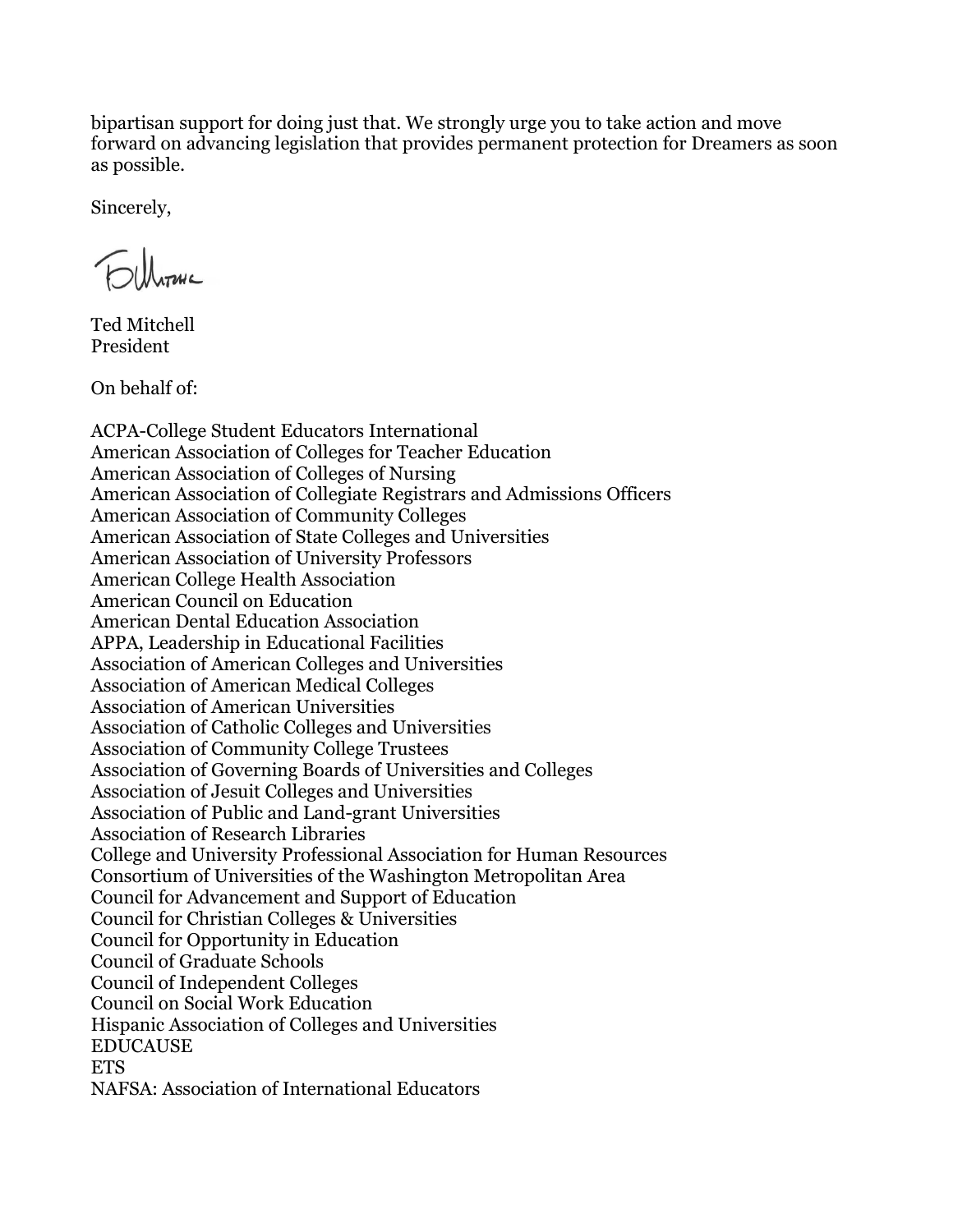bipartisan support for doing just that. We strongly urge you to take action and move forward on advancing legislation that provides permanent protection for Dreamers as soon as possible.

Sincerely,

Ted Mitchell
President

On behalf of:

ACPA-College Student Educators International
American Association of Colleges for Teacher Education
American Association of Colleges of Nursing
American Association of Collegiate Registrars and Admissions Officers
American Association of Community Colleges
American Association of State Colleges and Universities
American Association of University Professors
American College Health Association
American Council on Education
American Dental Education Association
APPA, Leadership in Educational Facilities
Association of American Colleges and Universities
Association of American Medical Colleges
Association of American Universities
Association of Catholic Colleges and Universities
Association of Community College Trustees
Association of Governing Boards of Universities and Colleges
Association of Jesuit Colleges and Universities
Association of Public and Land-grant Universities
Association of Research Libraries
College and University Professional Association for Human Resources
Consortium of Universities of the Washington Metropolitan Area
Council for Advancement and Support of Education
Council for Christian Colleges & Universities
Council for Opportunity in Education
Council of Graduate Schools
Council of Independent Colleges
Council on Social Work Education
Hispanic Association of Colleges and Universities
EDUCAUSE
ETS
NAFSA: Association of International Educators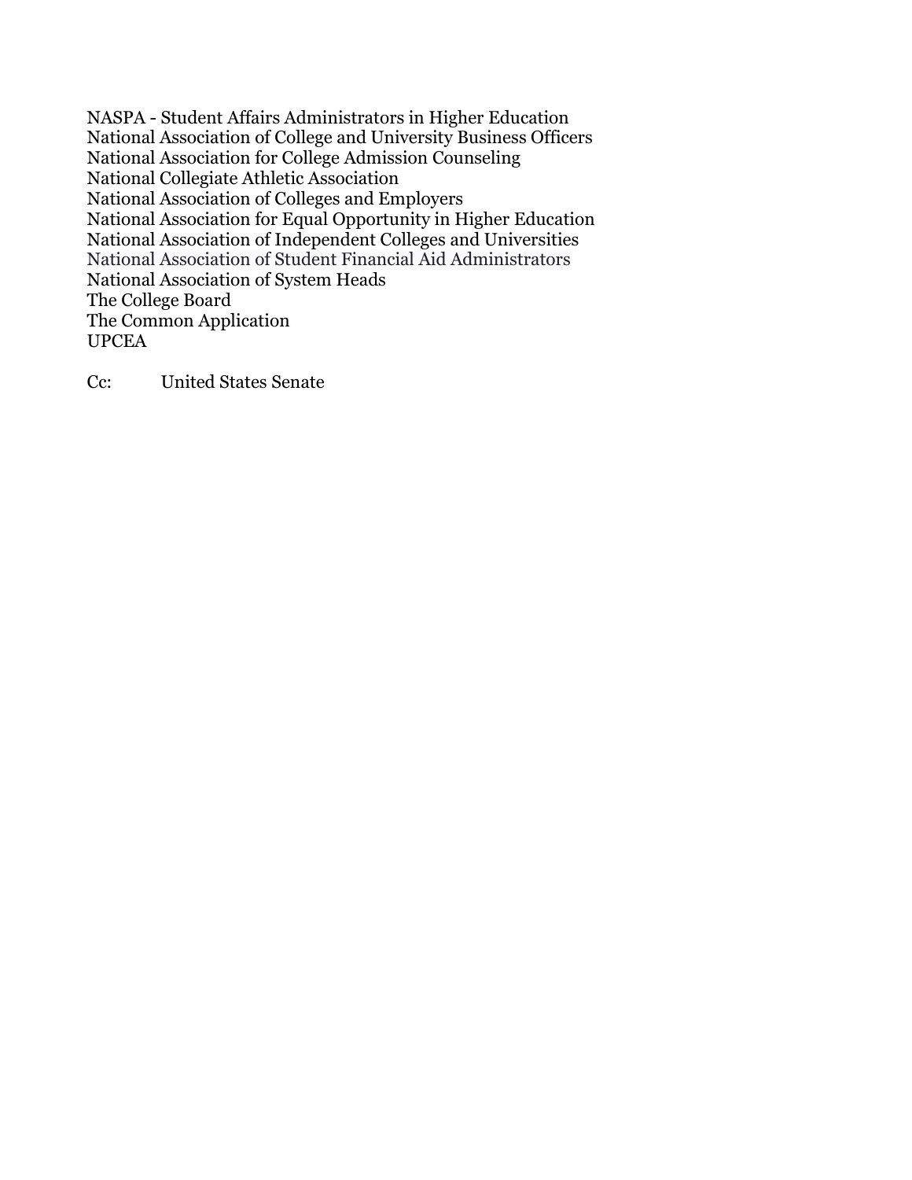NASPA - Student Affairs Administrators in Higher Education
National Association of College and University Business Officers
National Association for College Admission Counseling
National Collegiate Athletic Association
National Association of Colleges and Employers
National Association for Equal Opportunity in Higher Education
National Association of Independent Colleges and Universities
National Association of Student Financial Aid Administrators
National Association of System Heads
The College Board
The Common Application
UPCEA

Cc: United States Senate